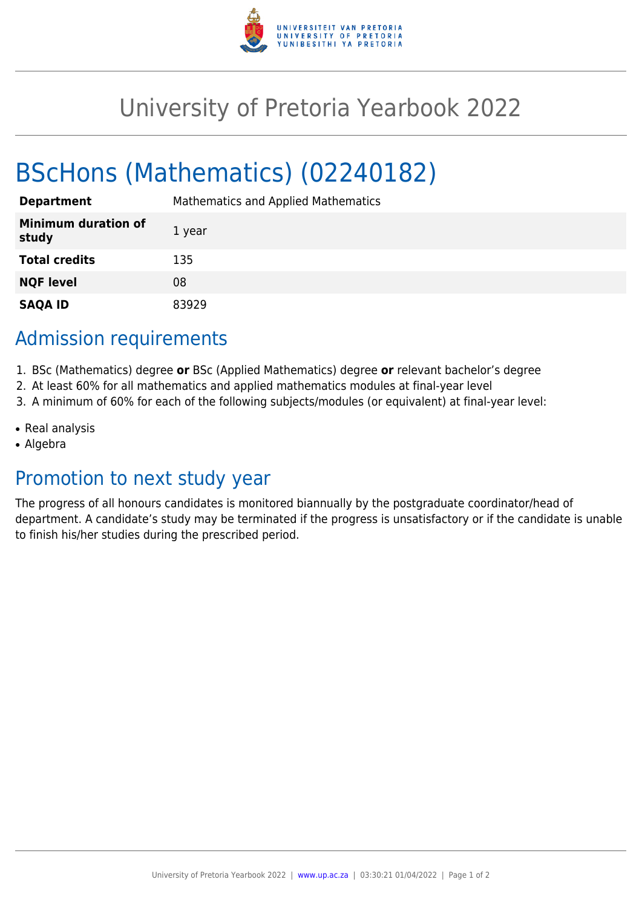# University of Pretoria Yearbook 2022

# BScHons (Mathematics) (02240182)

| | |
|---|---|
| **Department** | Mathematics and Applied Mathematics |
| **Minimum duration of study** | 1 year |
| **Total credits** | 135 |
| **NQF level** | 08 |
| **SAQA ID** | 83929 |

## Admission requirements

1. BSc (Mathematics) degree **or** BSc (Applied Mathematics) degree **or** relevant bachelor's degree
2. At least 60% for all mathematics and applied mathematics modules at final-year level
3. A minimum of 60% for each of the following subjects/modules (or equivalent) at final-year level:

- Real analysis
- Algebra

## Promotion to next study year

The progress of all honours candidates is monitored biannually by the postgraduate coordinator/head of department. A candidate's study may be terminated if the progress is unsatisfactory or if the candidate is unable to finish his/her studies during the prescribed period.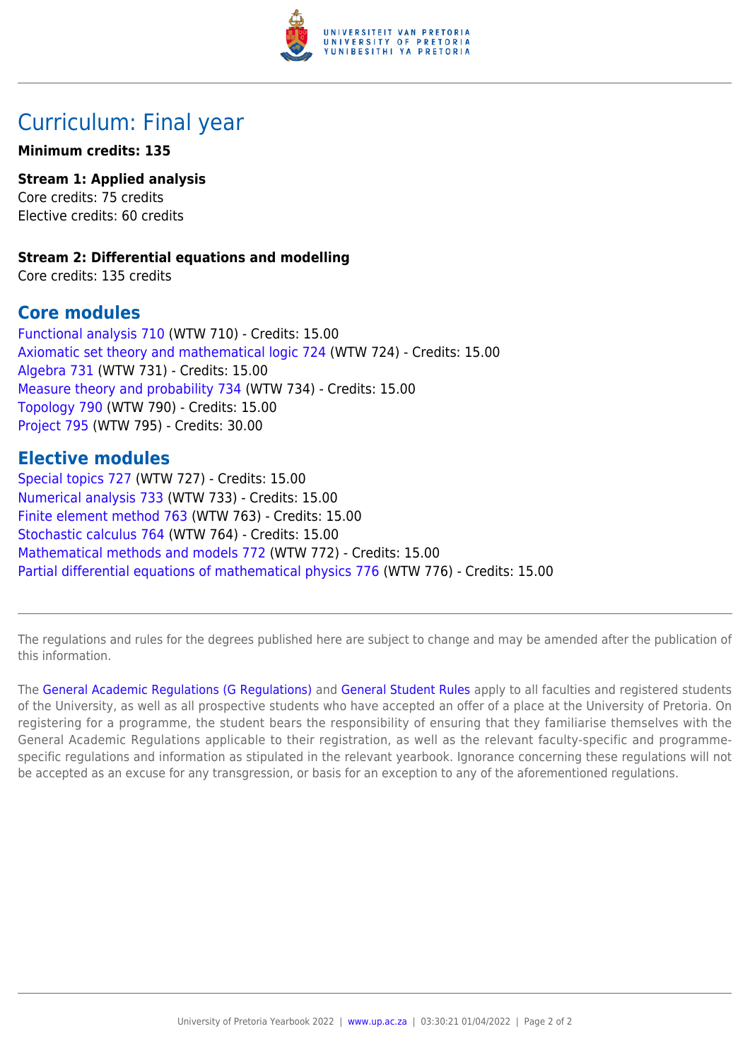# Curriculum: Final year

**Minimum credits: 135**

**Stream 1: Applied analysis**
Core credits: 75 credits
Elective credits: 60 credits

**Stream 2: Differential equations and modelling**
Core credits: 135 credits

## Core modules

Functional analysis 710 (WTW 710) - Credits: 15.00
Axiomatic set theory and mathematical logic 724 (WTW 724) - Credits: 15.00
Algebra 731 (WTW 731) - Credits: 15.00
Measure theory and probability 734 (WTW 734) - Credits: 15.00
Topology 790 (WTW 790) - Credits: 15.00
Project 795 (WTW 795) - Credits: 30.00

## Elective modules

Special topics 727 (WTW 727) - Credits: 15.00
Numerical analysis 733 (WTW 733) - Credits: 15.00
Finite element method 763 (WTW 763) - Credits: 15.00
Stochastic calculus 764 (WTW 764) - Credits: 15.00
Mathematical methods and models 772 (WTW 772) - Credits: 15.00
Partial differential equations of mathematical physics 776 (WTW 776) - Credits: 15.00

The regulations and rules for the degrees published here are subject to change and may be amended after the publication of this information.

The General Academic Regulations (G Regulations) and General Student Rules apply to all faculties and registered students of the University, as well as all prospective students who have accepted an offer of a place at the University of Pretoria. On registering for a programme, the student bears the responsibility of ensuring that they familiarise themselves with the General Academic Regulations applicable to their registration, as well as the relevant faculty-specific and programme-specific regulations and information as stipulated in the relevant yearbook. Ignorance concerning these regulations will not be accepted as an excuse for any transgression, or basis for an exception to any of the aforementioned regulations.